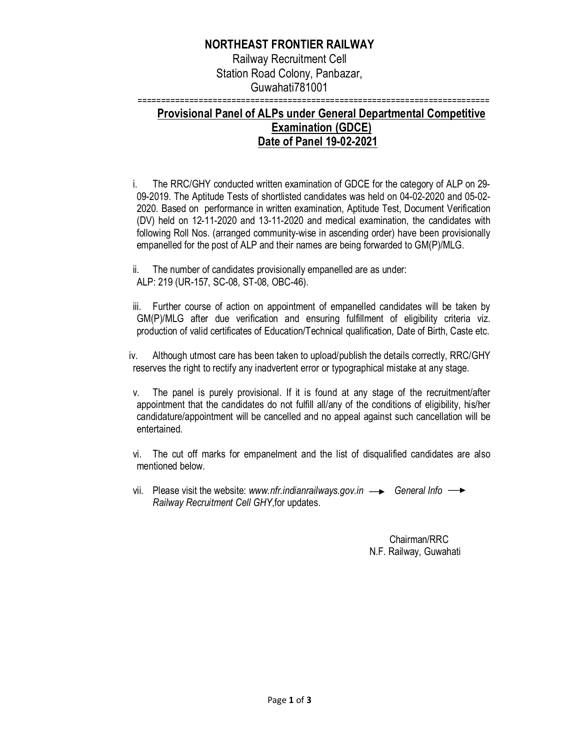**NORTHEAST FRONTIER RAILWAY**

Railway Recruitment Cell
Station Road Colony, Panbazar,
Guwahati781001

==========================================================================

## Provisional Panel of ALPs under General Departmental Competitive Examination (GDCE)
## Date of Panel 19-02-2021

i. The RRC/GHY conducted written examination of GDCE for the category of ALP on 29-09-2019. The Aptitude Tests of shortlisted candidates was held on 04-02-2020 and 05-02-2020. Based on performance in written examination, Aptitude Test, Document Verification (DV) held on 12-11-2020 and 13-11-2020 and medical examination, the candidates with following Roll Nos. (arranged community-wise in ascending order) have been provisionally empanelled for the post of ALP and their names are being forwarded to GM(P)/MLG.

ii. The number of candidates provisionally empanelled are as under:
ALP: 219 (UR-157, SC-08, ST-08, OBC-46).

iii. Further course of action on appointment of empanelled candidates will be taken by GM(P)/MLG after due verification and ensuring fulfillment of eligibility criteria viz. production of valid certificates of Education/Technical qualification, Date of Birth, Caste etc.

iv. Although utmost care has been taken to upload/publish the details correctly, RRC/GHY reserves the right to rectify any inadvertent error or typographical mistake at any stage.

v. The panel is purely provisional. If it is found at any stage of the recruitment/after appointment that the candidates do not fulfill all/any of the conditions of eligibility, his/her candidature/appointment will be cancelled and no appeal against such cancellation will be entertained.

vi. The cut off marks for empanelment and the list of disqualified candidates are also mentioned below.

vii. Please visit the website: *www.nfr.indianrailways.gov.in* → *General Info* → *Railway Recruitment Cell GHY*,for updates.

Chairman/RRC
N.F. Railway, Guwahati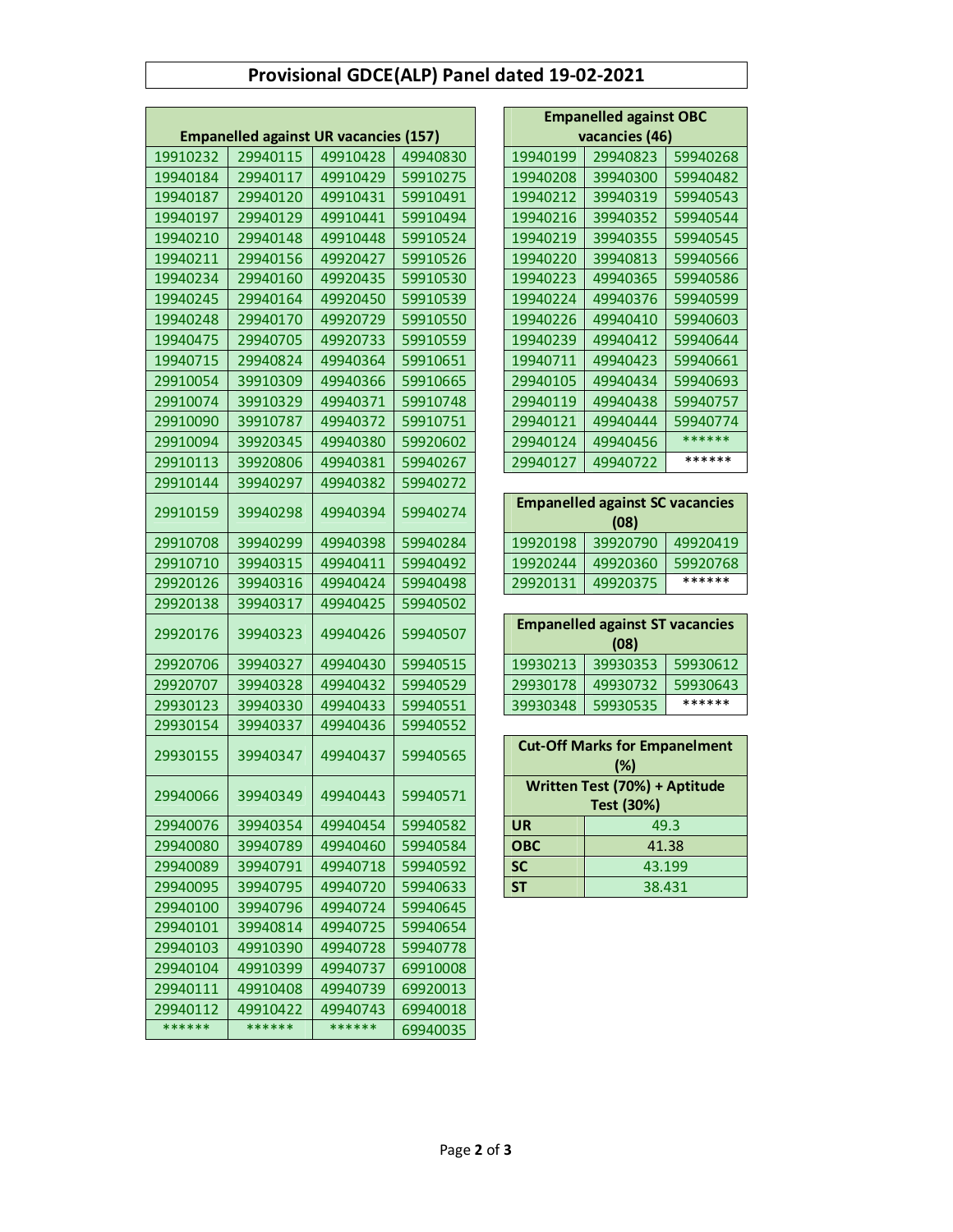# Provisional GDCE(ALP) Panel dated 19-02-2021

| Empanelled against UR vacancies (157) | | | |
|---|---|---|---|
| 19910232 | 29940115 | 49910428 | 49940830 |
| 19940184 | 29940117 | 49910429 | 59910275 |
| 19940187 | 29940120 | 49910431 | 59910491 |
| 19940197 | 29940129 | 49910441 | 59910494 |
| 19940210 | 29940148 | 49910448 | 59910524 |
| 19940211 | 29940156 | 49920427 | 59910526 |
| 19940234 | 29940160 | 49920435 | 59910530 |
| 19940245 | 29940164 | 49920450 | 59910539 |
| 19940248 | 29940170 | 49920729 | 59910550 |
| 19940475 | 29940705 | 49920733 | 59910559 |
| 19940715 | 29940824 | 49940364 | 59910651 |
| 29910054 | 39910309 | 49940366 | 59910665 |
| 29910074 | 39910329 | 49940371 | 59910748 |
| 29910090 | 39910787 | 49940372 | 59910751 |
| 29910094 | 39920345 | 49940380 | 59920602 |
| 29910113 | 39920806 | 49940381 | 59940267 |
| 29910144 | 39940297 | 49940382 | 59940272 |
| 29910159 | 39940298 | 49940394 | 59940274 |
| 29910708 | 39940299 | 49940398 | 59940284 |
| 29910710 | 39940315 | 49940411 | 59940492 |
| 29920126 | 39940316 | 49940424 | 59940498 |
| 29920138 | 39940317 | 49940425 | 59940502 |
| 29920176 | 39940323 | 49940426 | 59940507 |
| 29920706 | 39940327 | 49940430 | 59940515 |
| 29920707 | 39940328 | 49940432 | 59940529 |
| 29930123 | 39940330 | 49940433 | 59940551 |
| 29930154 | 39940337 | 49940436 | 59940552 |
| 29930155 | 39940347 | 49940437 | 59940565 |
| 29940066 | 39940349 | 49940443 | 59940571 |
| 29940076 | 39940354 | 49940454 | 59940582 |
| 29940080 | 39940789 | 49940460 | 59940584 |
| 29940089 | 39940791 | 49940718 | 59940592 |
| 29940095 | 39940795 | 49940720 | 59940633 |
| 29940100 | 39940796 | 49940724 | 59940645 |
| 29940101 | 39940814 | 49940725 | 59940654 |
| 29940103 | 49910390 | 49940728 | 59940778 |
| 29940104 | 49910399 | 49940737 | 69910008 |
| 29940111 | 49910408 | 49940739 | 69920013 |
| 29940112 | 49910422 | 49940743 | 69940018 |
| ****** | ****** | ****** | 69940035 |

| Empanelled against OBC vacancies (46) | | |
|---|---|---|
| 19940199 | 29940823 | 59940268 |
| 19940208 | 39940300 | 59940482 |
| 19940212 | 39940319 | 59940543 |
| 19940216 | 39940352 | 59940544 |
| 19940219 | 39940355 | 59940545 |
| 19940220 | 39940813 | 59940566 |
| 19940223 | 49940365 | 59940586 |
| 19940224 | 49940376 | 59940599 |
| 19940226 | 49940410 | 59940603 |
| 19940239 | 49940412 | 59940644 |
| 19940711 | 49940423 | 59940661 |
| 29940105 | 49940434 | 59940693 |
| 29940119 | 49940438 | 59940757 |
| 29940121 | 49940444 | 59940774 |
| 29940124 | 49940456 | ****** |
| 29940127 | 49940722 | ****** |

| Empanelled against SC vacancies (08) | | |
|---|---|---|
| 19920198 | 39920790 | 49920419 |
| 19920244 | 49920360 | 59920768 |
| 29920131 | 49920375 | ****** |

| Empanelled against ST vacancies (08) | | |
|---|---|---|
| 19930213 | 39930353 | 59930612 |
| 29930178 | 49930732 | 59930643 |
| 39930348 | 59930535 | ****** |

| Cut-Off Marks for Empanelment (%) | |
|---|---|
| Written Test (70%) + Aptitude Test (30%) | |
| **UR** | 49.3 |
| **OBC** | 41.38 |
| **SC** | 43.199 |
| **ST** | 38.431 |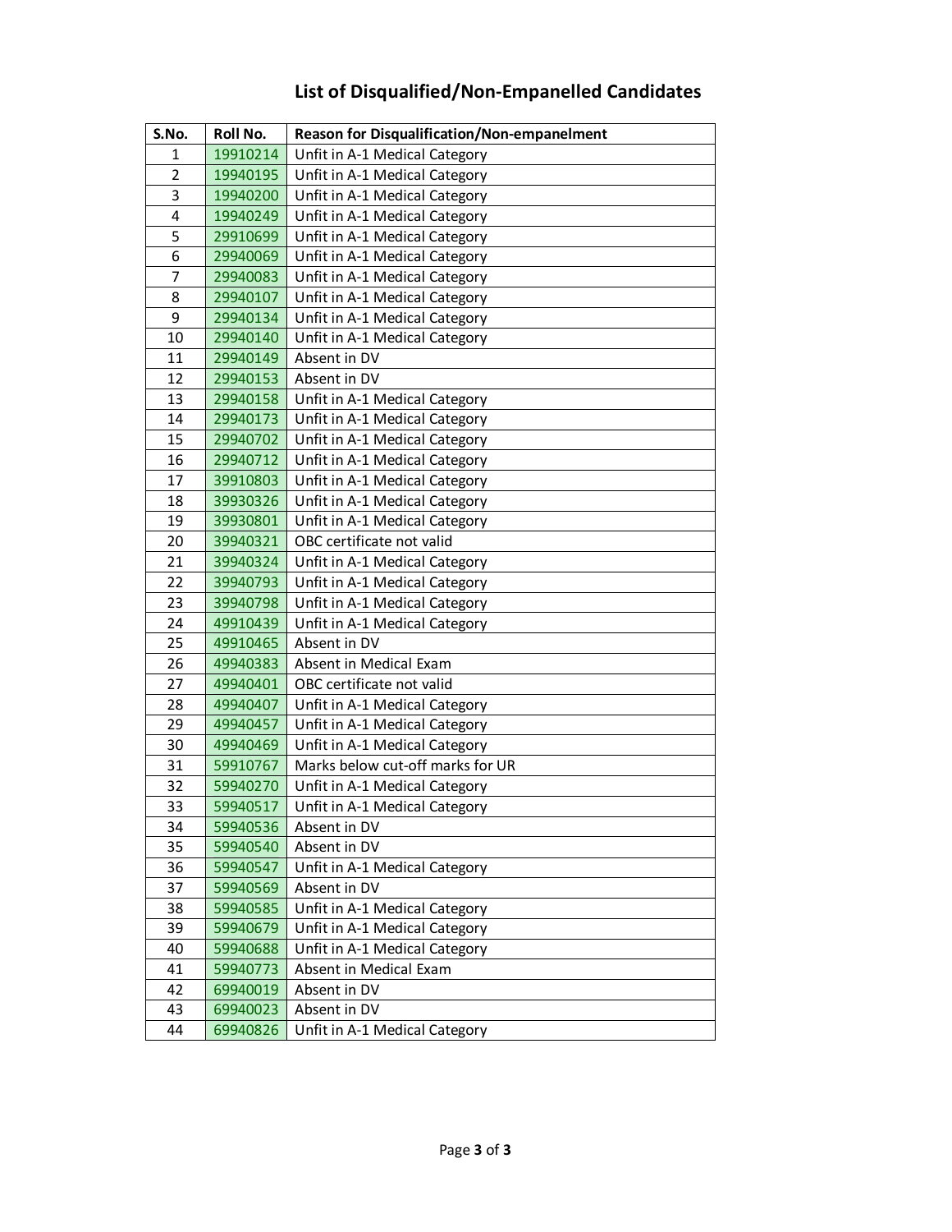# List of Disqualified/Non-Empanelled Candidates

| S.No. | Roll No. | Reason for Disqualification/Non-empanelment |
|---|---|---|
| 1 | 19910214 | Unfit in A-1 Medical Category |
| 2 | 19940195 | Unfit in A-1 Medical Category |
| 3 | 19940200 | Unfit in A-1 Medical Category |
| 4 | 19940249 | Unfit in A-1 Medical Category |
| 5 | 29910699 | Unfit in A-1 Medical Category |
| 6 | 29940069 | Unfit in A-1 Medical Category |
| 7 | 29940083 | Unfit in A-1 Medical Category |
| 8 | 29940107 | Unfit in A-1 Medical Category |
| 9 | 29940134 | Unfit in A-1 Medical Category |
| 10 | 29940140 | Unfit in A-1 Medical Category |
| 11 | 29940149 | Absent in DV |
| 12 | 29940153 | Absent in DV |
| 13 | 29940158 | Unfit in A-1 Medical Category |
| 14 | 29940173 | Unfit in A-1 Medical Category |
| 15 | 29940702 | Unfit in A-1 Medical Category |
| 16 | 29940712 | Unfit in A-1 Medical Category |
| 17 | 39910803 | Unfit in A-1 Medical Category |
| 18 | 39930326 | Unfit in A-1 Medical Category |
| 19 | 39930801 | Unfit in A-1 Medical Category |
| 20 | 39940321 | OBC certificate not valid |
| 21 | 39940324 | Unfit in A-1 Medical Category |
| 22 | 39940793 | Unfit in A-1 Medical Category |
| 23 | 39940798 | Unfit in A-1 Medical Category |
| 24 | 49910439 | Unfit in A-1 Medical Category |
| 25 | 49910465 | Absent in DV |
| 26 | 49940383 | Absent in Medical Exam |
| 27 | 49940401 | OBC certificate not valid |
| 28 | 49940407 | Unfit in A-1 Medical Category |
| 29 | 49940457 | Unfit in A-1 Medical Category |
| 30 | 49940469 | Unfit in A-1 Medical Category |
| 31 | 59910767 | Marks below cut-off marks for UR |
| 32 | 59940270 | Unfit in A-1 Medical Category |
| 33 | 59940517 | Unfit in A-1 Medical Category |
| 34 | 59940536 | Absent in DV |
| 35 | 59940540 | Absent in DV |
| 36 | 59940547 | Unfit in A-1 Medical Category |
| 37 | 59940569 | Absent in DV |
| 38 | 59940585 | Unfit in A-1 Medical Category |
| 39 | 59940679 | Unfit in A-1 Medical Category |
| 40 | 59940688 | Unfit in A-1 Medical Category |
| 41 | 59940773 | Absent in Medical Exam |
| 42 | 69940019 | Absent in DV |
| 43 | 69940023 | Absent in DV |
| 44 | 69940826 | Unfit in A-1 Medical Category |